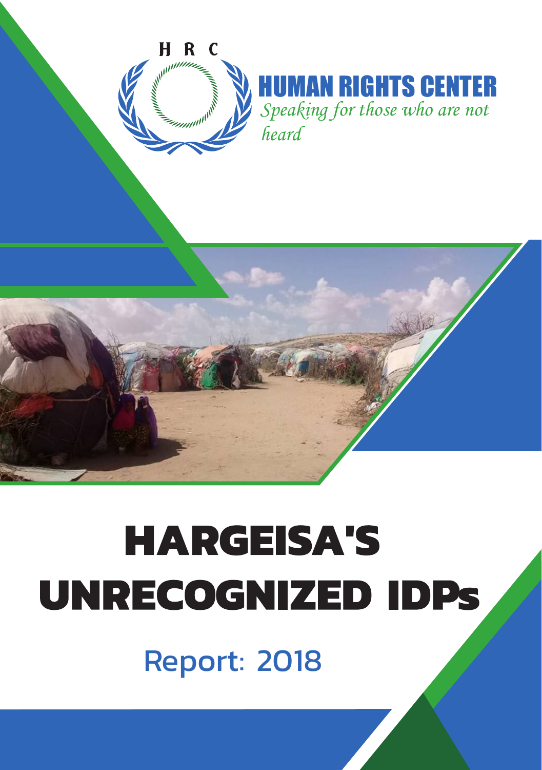H R C

HUMAN RIGHTS CENTER

*Speaking for those who are not heard*

# HARGEISA'S UNRECOGNIZED IDPs

## Report: 2018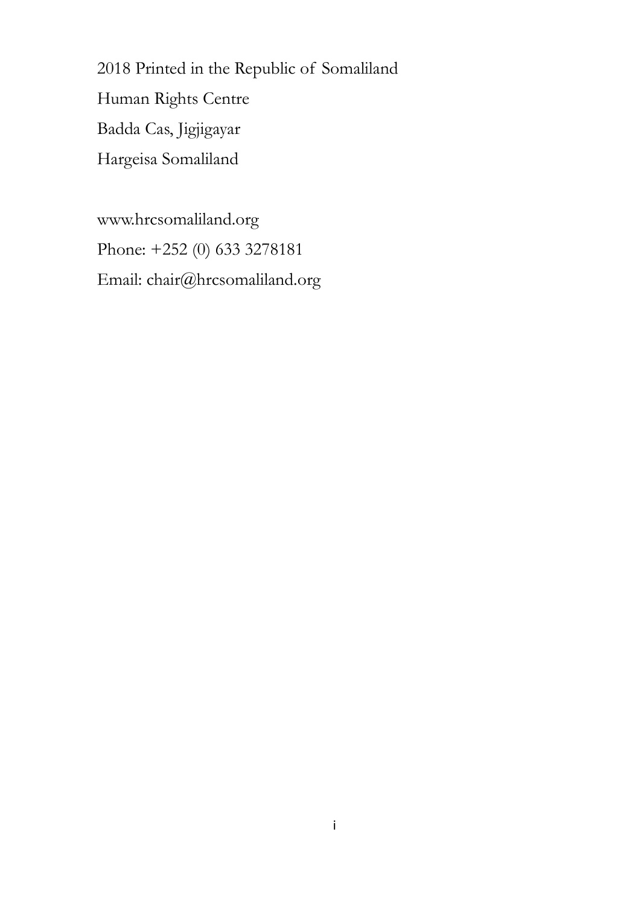2018 Printed in the Republic of Somaliland

Human Rights Centre

Badda Cas, Jigjigayar

Hargeisa Somaliland

www.hrcsomaliland.org

Phone: +252 (0) 633 3278181

Email: chair@hrcsomaliland.org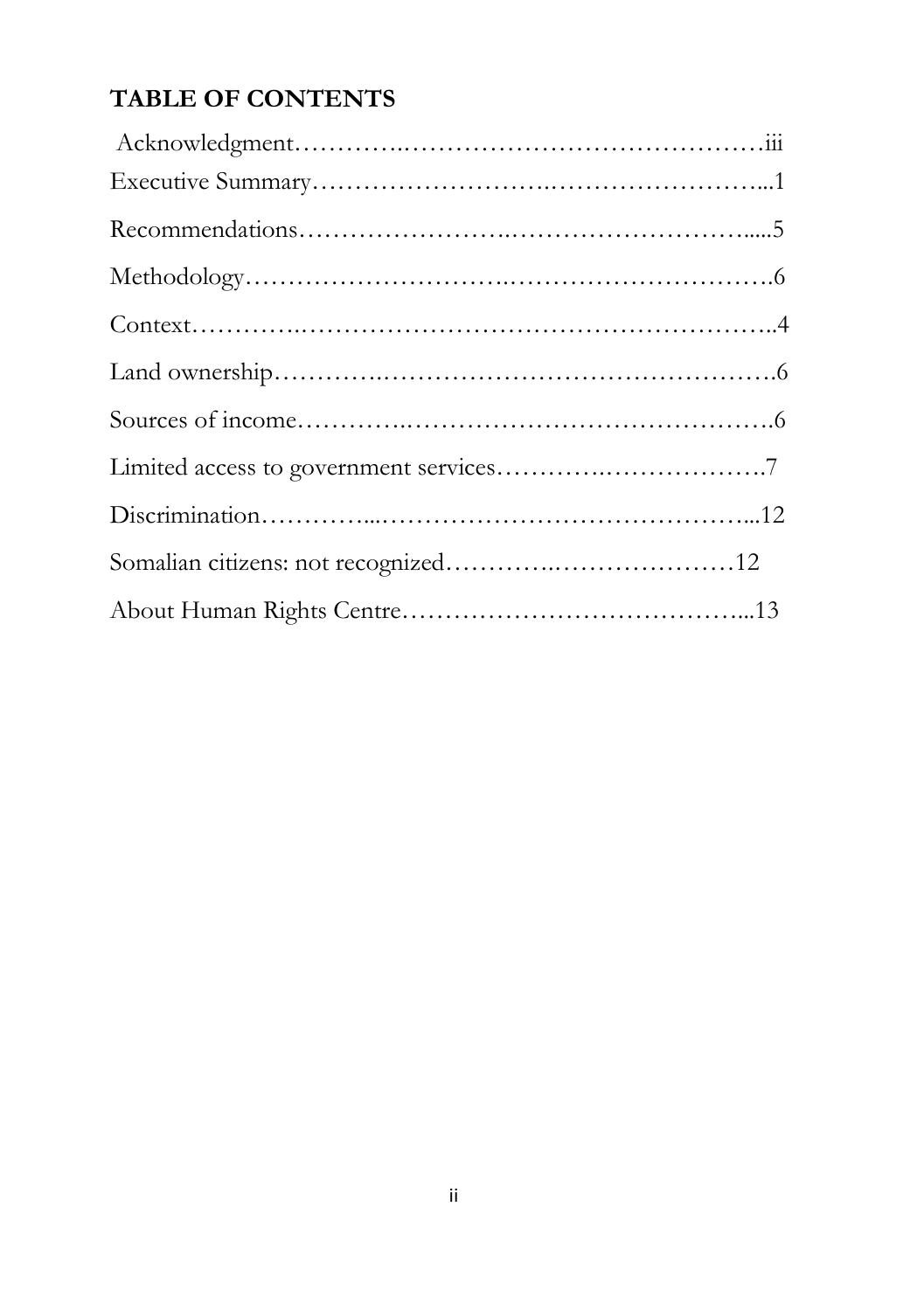## TABLE OF CONTENTS

Acknowledgment………….……………………………………iii

Executive Summary…………………….……………………...1

Recommendations………………….……………………….....5

Methodology……………………….……………………….6

Context………….………………………………………………..4

Land ownership………….……………………………………….6

Sources of income………….…………………………………….6

Limited access to government services………….……………….7

Discrimination…………...……………………………………...12

Somalian citizens: not recognized………….…………………12

About Human Rights Centre…………………………………...13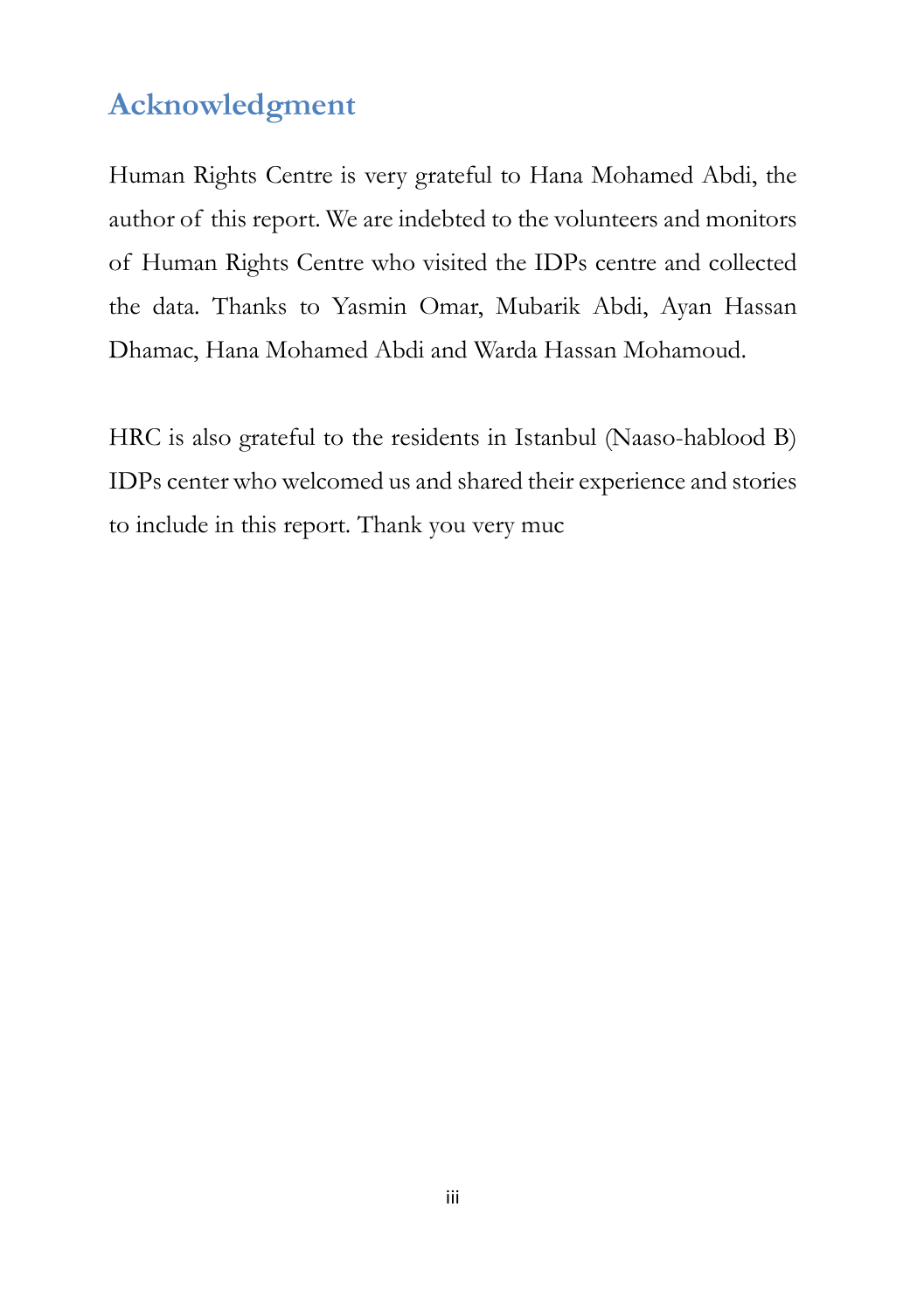## Acknowledgment

Human Rights Centre is very grateful to Hana Mohamed Abdi, the author of this report. We are indebted to the volunteers and monitors of Human Rights Centre who visited the IDPs centre and collected the data. Thanks to Yasmin Omar, Mubarik Abdi, Ayan Hassan Dhamac, Hana Mohamed Abdi and Warda Hassan Mohamoud.

HRC is also grateful to the residents in Istanbul (Naaso-hablood B) IDPs center who welcomed us and shared their experience and stories to include in this report. Thank you very muc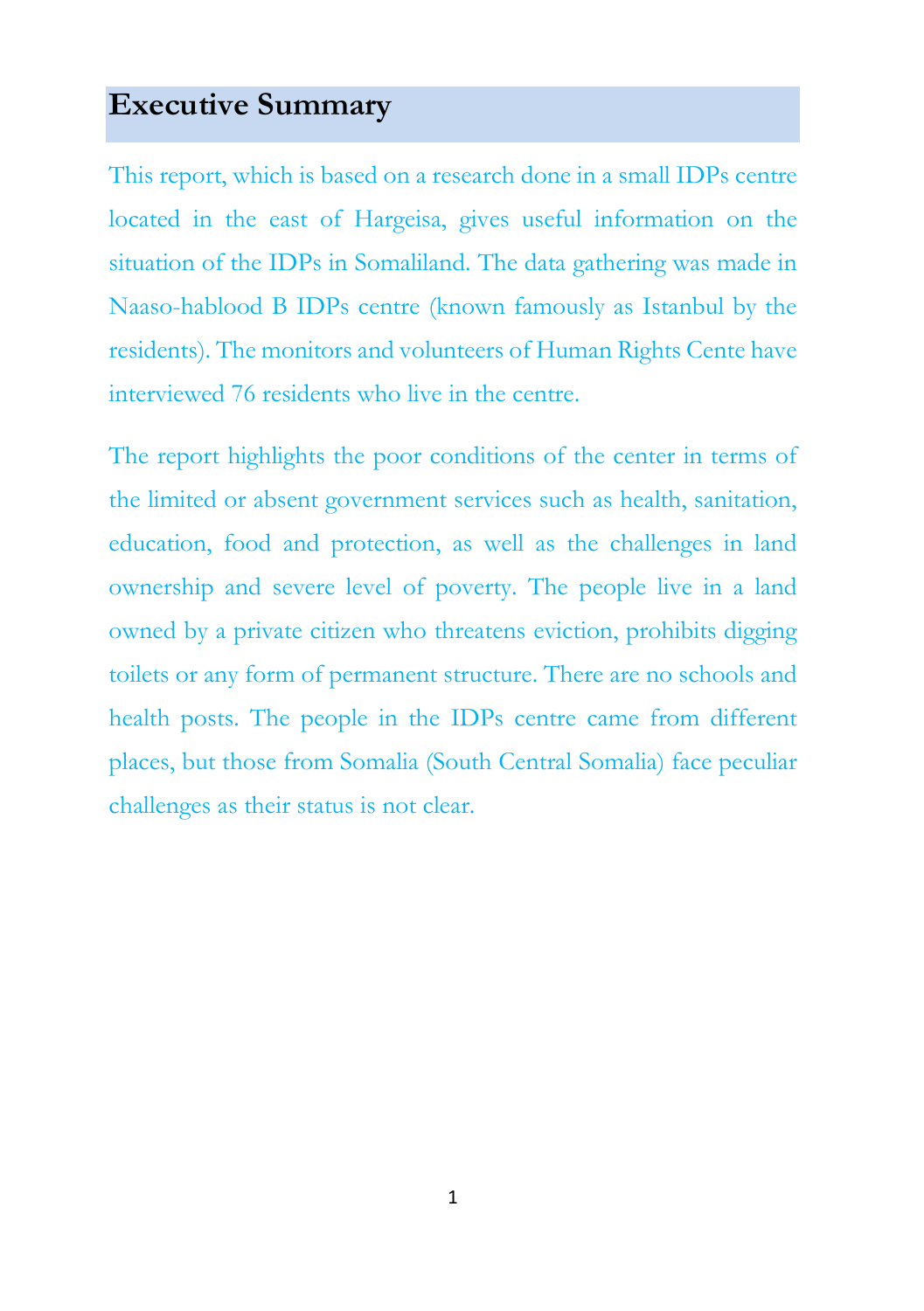# Executive Summary

This report, which is based on a research done in a small IDPs centre located in the east of Hargeisa, gives useful information on the situation of the IDPs in Somaliland. The data gathering was made in Naaso-hablood B IDPs centre (known famously as Istanbul by the residents). The monitors and volunteers of Human Rights Cente have interviewed 76 residents who live in the centre.

The report highlights the poor conditions of the center in terms of the limited or absent government services such as health, sanitation, education, food and protection, as well as the challenges in land ownership and severe level of poverty. The people live in a land owned by a private citizen who threatens eviction, prohibits digging toilets or any form of permanent structure. There are no schools and health posts. The people in the IDPs centre came from different places, but those from Somalia (South Central Somalia) face peculiar challenges as their status is not clear.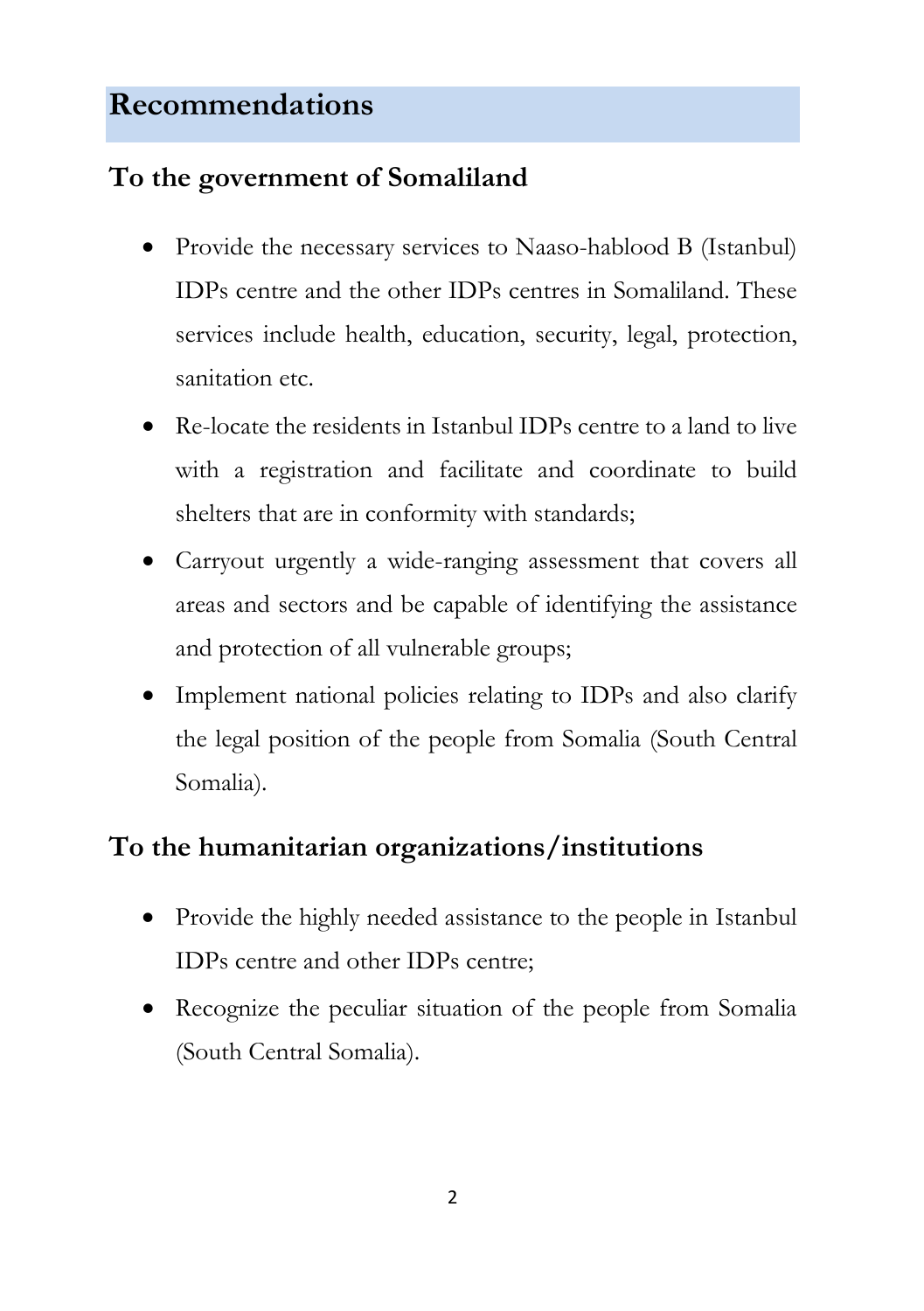# Recommendations

## To the government of Somaliland

- Provide the necessary services to Naaso-hablood B (Istanbul) IDPs centre and the other IDPs centres in Somaliland. These services include health, education, security, legal, protection, sanitation etc.
- Re-locate the residents in Istanbul IDPs centre to a land to live with a registration and facilitate and coordinate to build shelters that are in conformity with standards;
- Carryout urgently a wide-ranging assessment that covers all areas and sectors and be capable of identifying the assistance and protection of all vulnerable groups;
- Implement national policies relating to IDPs and also clarify the legal position of the people from Somalia (South Central Somalia).

## To the humanitarian organizations/institutions

- Provide the highly needed assistance to the people in Istanbul IDPs centre and other IDPs centre;
- Recognize the peculiar situation of the people from Somalia (South Central Somalia).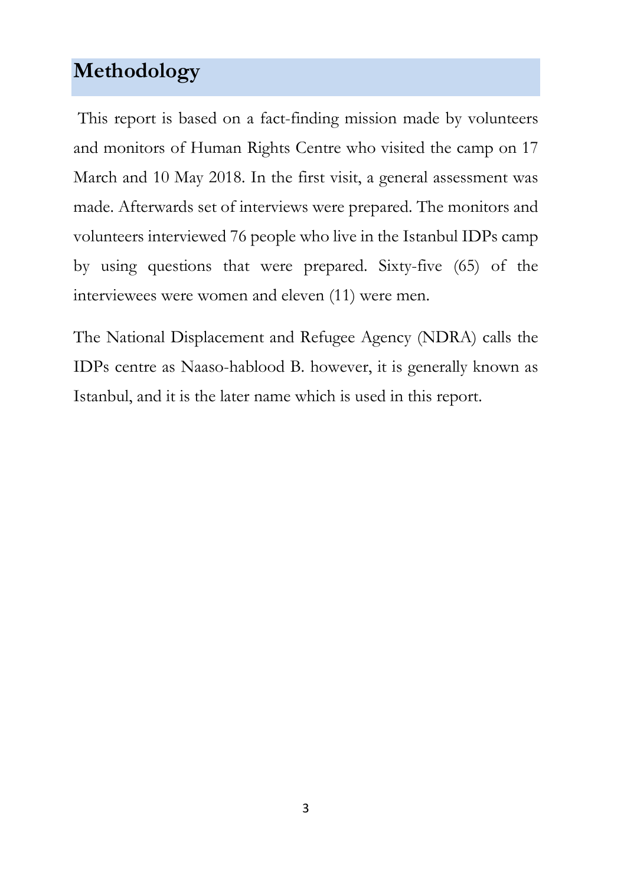## Methodology

This report is based on a fact-finding mission made by volunteers and monitors of Human Rights Centre who visited the camp on 17 March and 10 May 2018. In the first visit, a general assessment was made. Afterwards set of interviews were prepared. The monitors and volunteers interviewed 76 people who live in the Istanbul IDPs camp by using questions that were prepared. Sixty-five (65) of the interviewees were women and eleven (11) were men.

The National Displacement and Refugee Agency (NDRA) calls the IDPs centre as Naaso-hablood B. however, it is generally known as Istanbul, and it is the later name which is used in this report.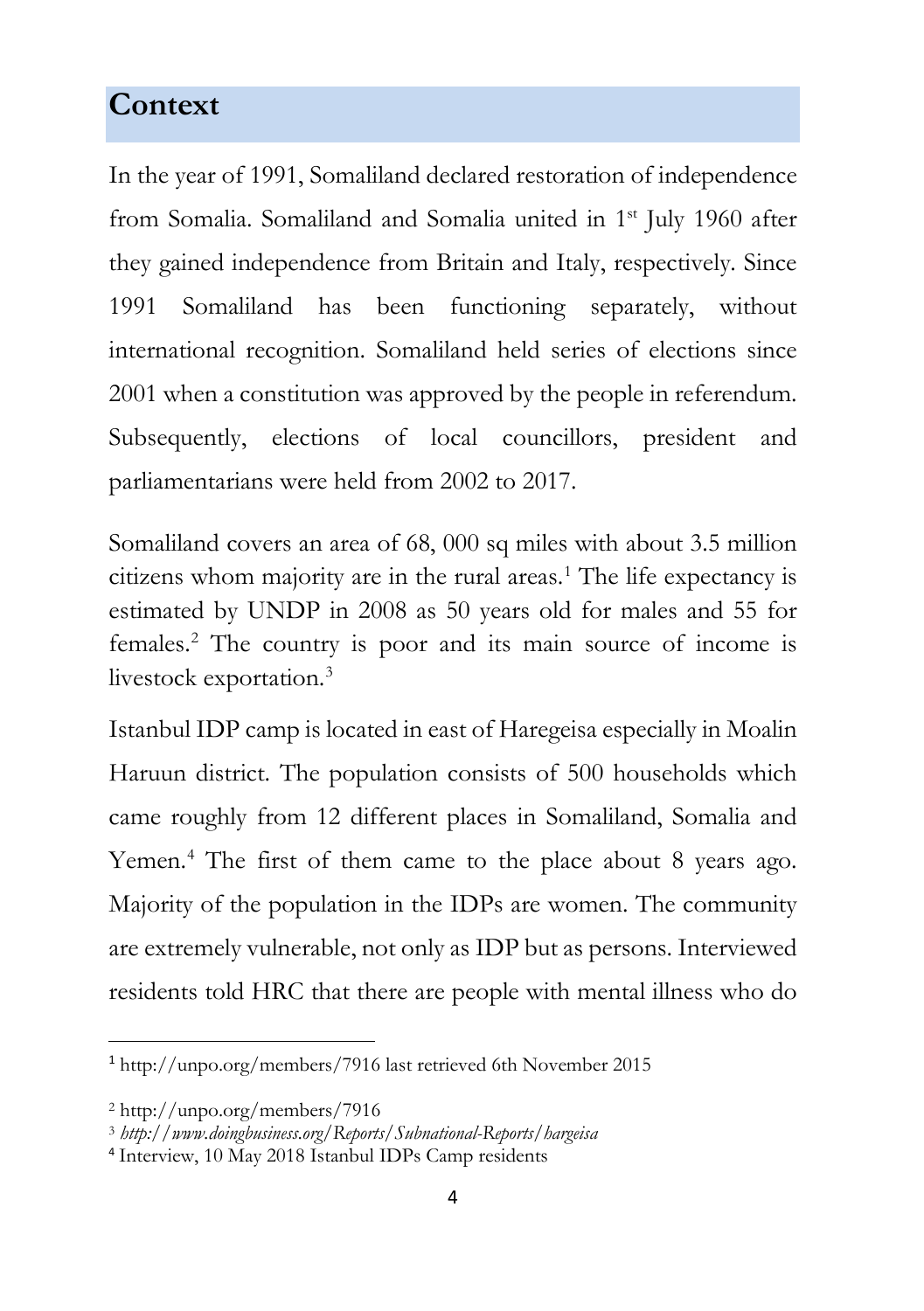## Context

In the year of 1991, Somaliland declared restoration of independence from Somalia. Somaliland and Somalia united in 1st July 1960 after they gained independence from Britain and Italy, respectively. Since 1991 Somaliland has been functioning separately, without international recognition. Somaliland held series of elections since 2001 when a constitution was approved by the people in referendum. Subsequently, elections of local councillors, president and parliamentarians were held from 2002 to 2017.

Somaliland covers an area of 68, 000 sq miles with about 3.5 million citizens whom majority are in the rural areas.[1] The life expectancy is estimated by UNDP in 2008 as 50 years old for males and 55 for females.[2] The country is poor and its main source of income is livestock exportation.[3]

Istanbul IDP camp is located in east of Haregeisa especially in Moalin Haruun district. The population consists of 500 households which came roughly from 12 different places in Somaliland, Somalia and Yemen.[4] The first of them came to the place about 8 years ago. Majority of the population in the IDPs are women. The community are extremely vulnerable, not only as IDP but as persons. Interviewed residents told HRC that there are people with mental illness who do

---

[1] http://unpo.org/members/7916 last retrieved 6th November 2015

[2] http://unpo.org/members/7916

[3] *http://www.doingbusiness.org/Reports/Subnational-Reports/hargeisa*

[4] Interview, 10 May 2018 Istanbul IDPs Camp residents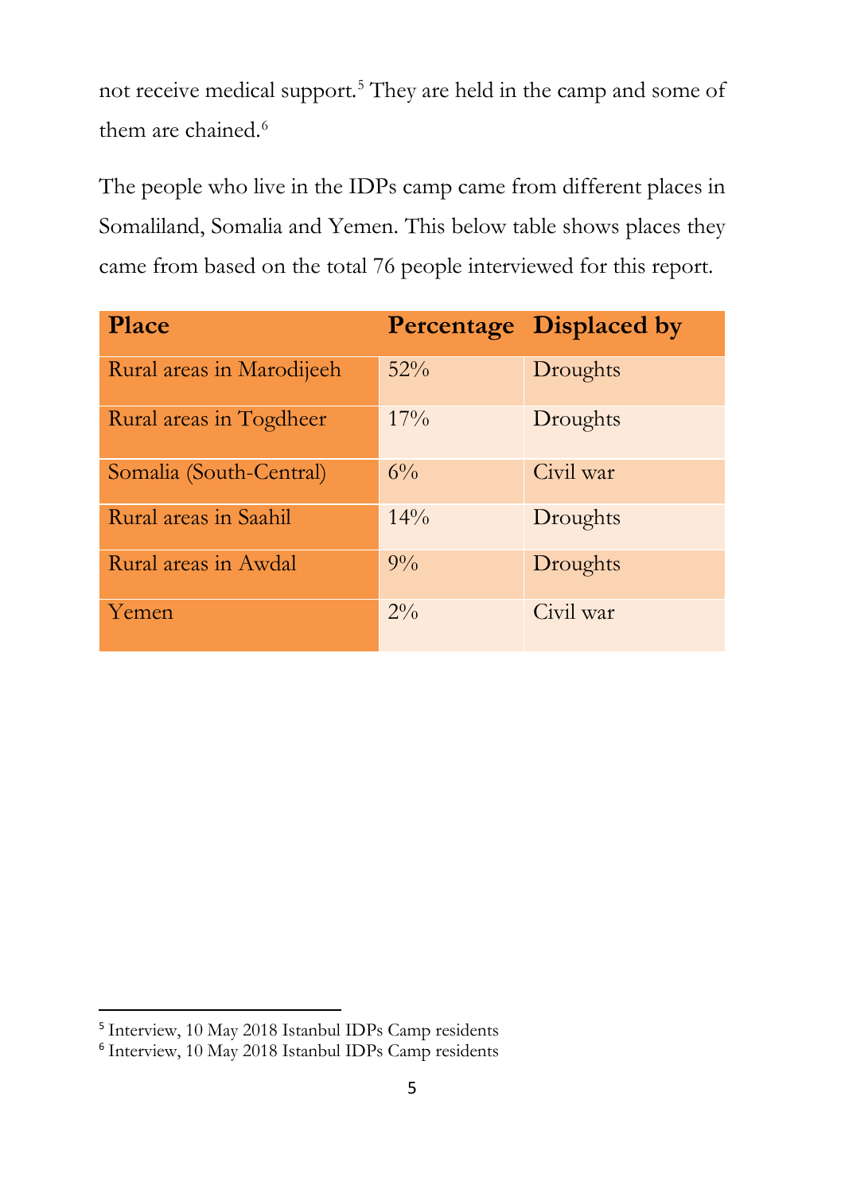not receive medical support.[5] They are held in the camp and some of them are chained.[6]

The people who live in the IDPs camp came from different places in Somaliland, Somalia and Yemen. This below table shows places they came from based on the total 76 people interviewed for this report.

| Place | Percentage | Displaced by |
|---|---|---|
| Rural areas in Marodijeeh | 52% | Droughts |
| Rural areas in Togdheer | 17% | Droughts |
| Somalia (South-Central) | 6% | Civil war |
| Rural areas in Saahil | 14% | Droughts |
| Rural areas in Awdal | 9% | Droughts |
| Yemen | 2% | Civil war |

[5] Interview, 10 May 2018 Istanbul IDPs Camp residents
[6] Interview, 10 May 2018 Istanbul IDPs Camp residents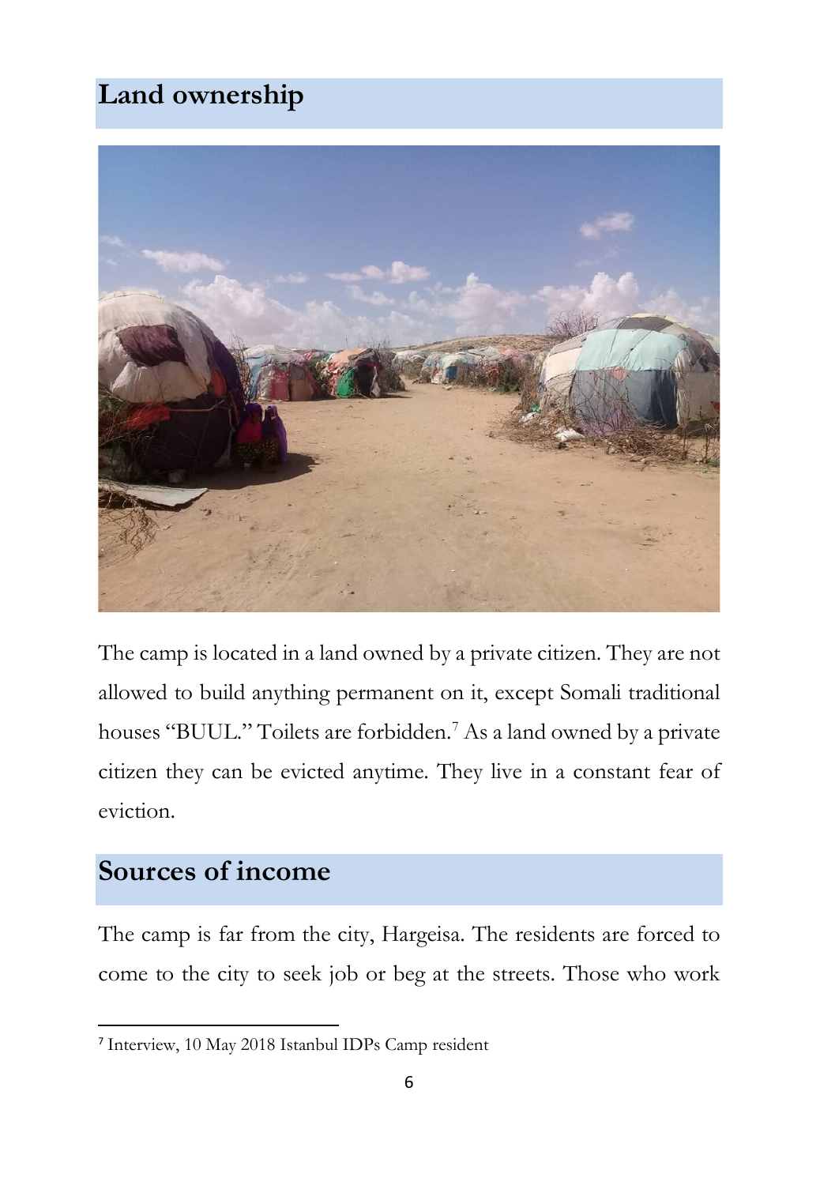## Land ownership

The camp is located in a land owned by a private citizen. They are not allowed to build anything permanent on it, except Somali traditional houses "BUUL." Toilets are forbidden.[7] As a land owned by a private citizen they can be evicted anytime. They live in a constant fear of eviction.

## Sources of income

The camp is far from the city, Hargeisa. The residents are forced to come to the city to seek job or beg at the streets. Those who work

[7] Interview, 10 May 2018 Istanbul IDPs Camp resident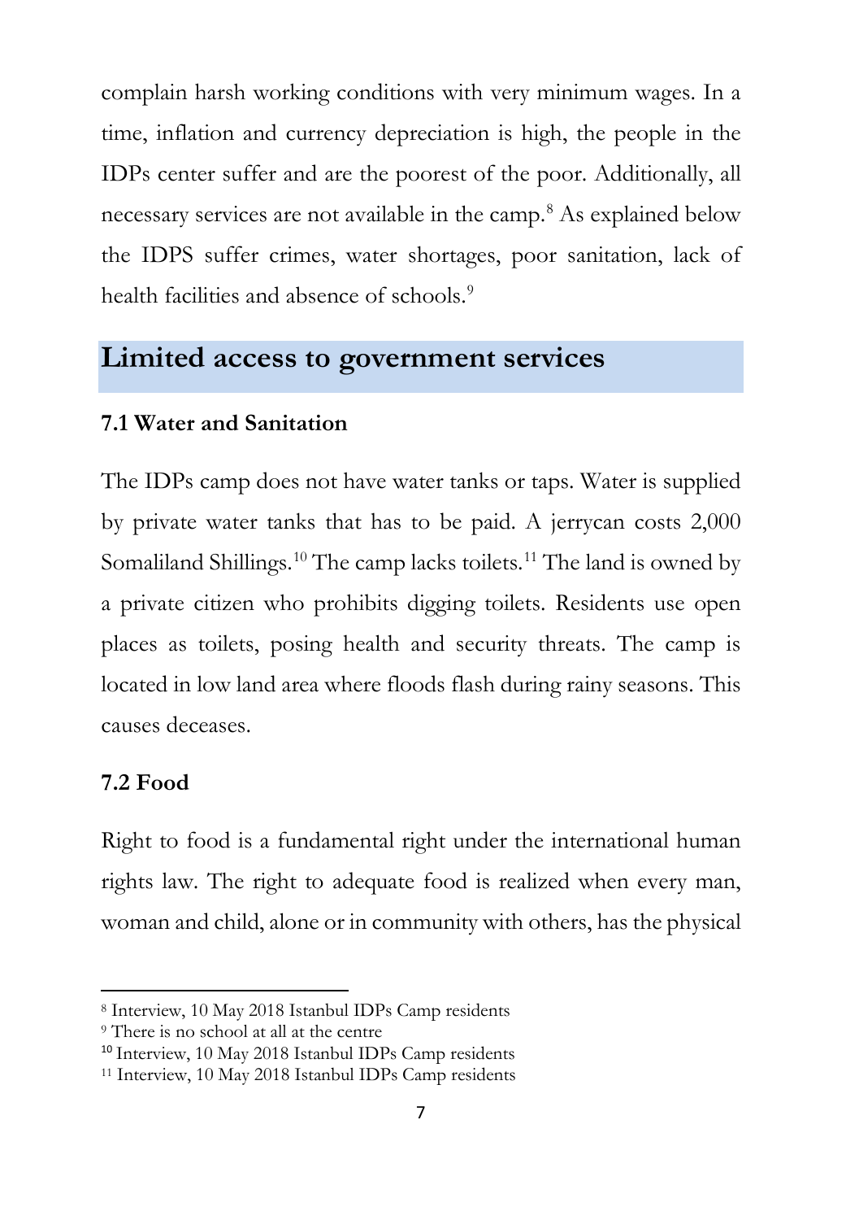complain harsh working conditions with very minimum wages. In a time, inflation and currency depreciation is high, the people in the IDPs center suffer and are the poorest of the poor. Additionally, all necessary services are not available in the camp.[8] As explained below the IDPS suffer crimes, water shortages, poor sanitation, lack of health facilities and absence of schools.[9]

## Limited access to government services

### 7.1 Water and Sanitation

The IDPs camp does not have water tanks or taps. Water is supplied by private water tanks that has to be paid. A jerrycan costs 2,000 Somaliland Shillings.[10] The camp lacks toilets.[11] The land is owned by a private citizen who prohibits digging toilets. Residents use open places as toilets, posing health and security threats. The camp is located in low land area where floods flash during rainy seasons. This causes deceases.

### 7.2 Food

Right to food is a fundamental right under the international human rights law. The right to adequate food is realized when every man, woman and child, alone or in community with others, has the physical

---

[8] Interview, 10 May 2018 Istanbul IDPs Camp residents

[9] There is no school at all at the centre

[10] Interview, 10 May 2018 Istanbul IDPs Camp residents

[11] Interview, 10 May 2018 Istanbul IDPs Camp residents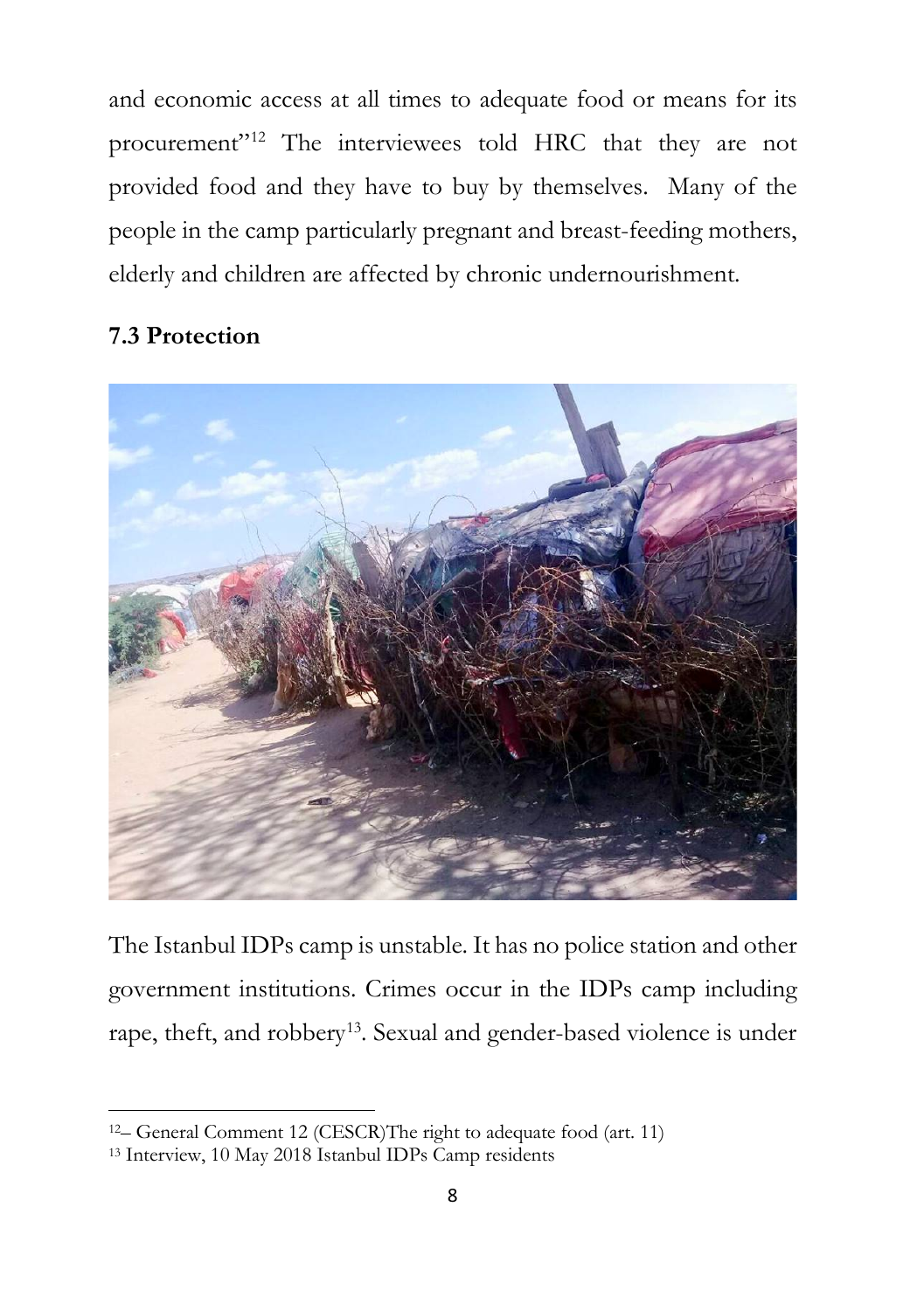and economic access at all times to adequate food or means for its procurement"[12] The interviewees told HRC that they are not provided food and they have to buy by themselves. Many of the people in the camp particularly pregnant and breast-feeding mothers, elderly and children are affected by chronic undernourishment.

### 7.3 Protection

The Istanbul IDPs camp is unstable. It has no police station and other government institutions. Crimes occur in the IDPs camp including rape, theft, and robbery[13]. Sexual and gender-based violence is under

---

[12]– General Comment 12 (CESCR)The right to adequate food (art. 11)

[13] Interview, 10 May 2018 Istanbul IDPs Camp residents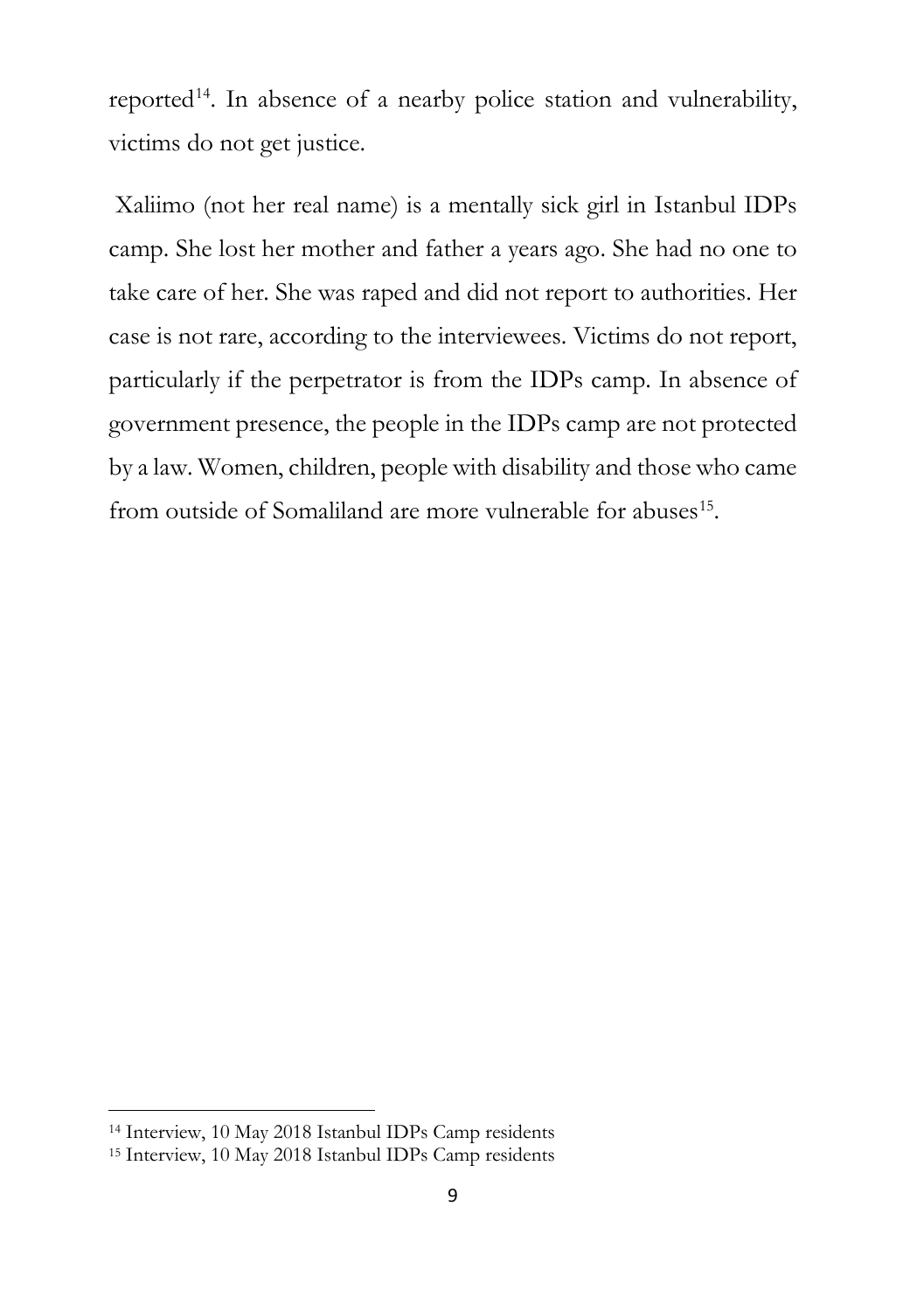reported[14]. In absence of a nearby police station and vulnerability, victims do not get justice.

Xaliimo (not her real name) is a mentally sick girl in Istanbul IDPs camp. She lost her mother and father a years ago. She had no one to take care of her. She was raped and did not report to authorities. Her case is not rare, according to the interviewees. Victims do not report, particularly if the perpetrator is from the IDPs camp. In absence of government presence, the people in the IDPs camp are not protected by a law. Women, children, people with disability and those who came from outside of Somaliland are more vulnerable for abuses[15].

[14] Interview, 10 May 2018 Istanbul IDPs Camp residents

[15] Interview, 10 May 2018 Istanbul IDPs Camp residents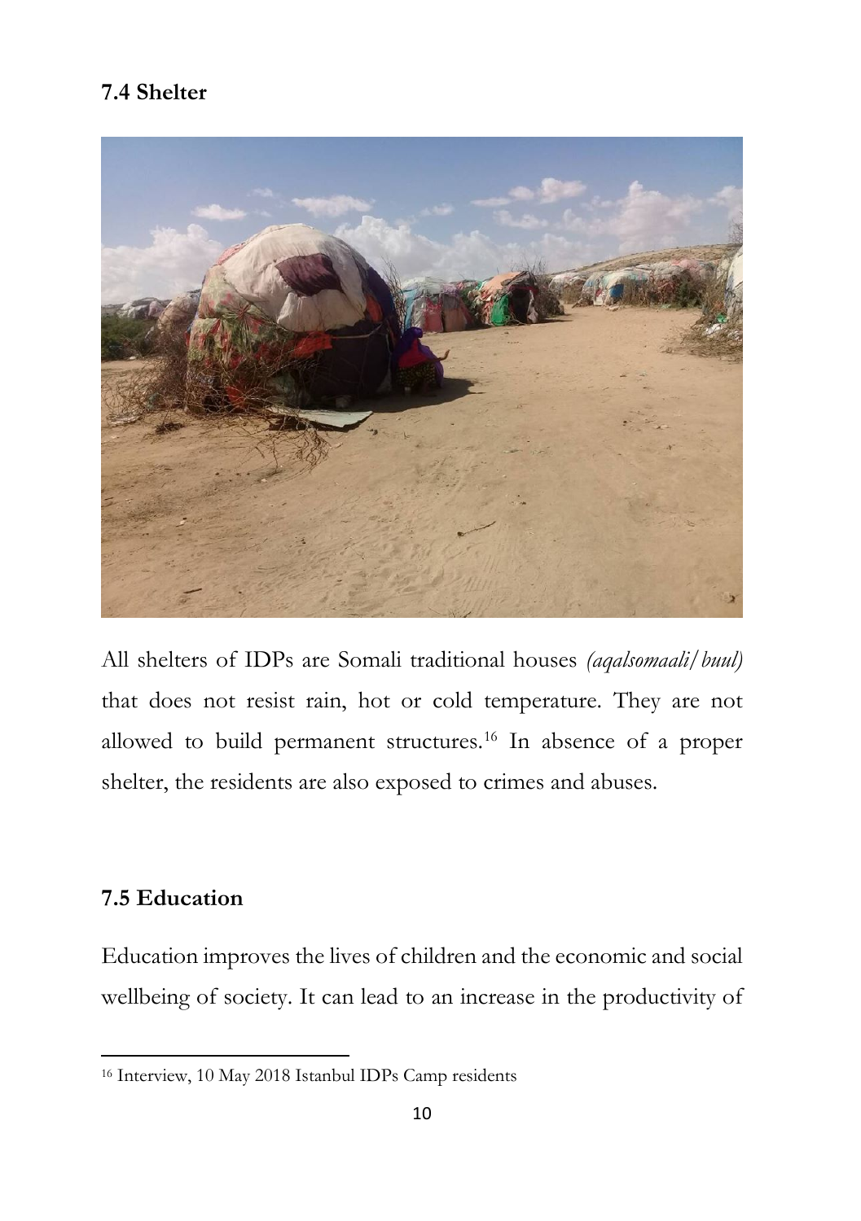### 7.4 Shelter

All shelters of IDPs are Somali traditional houses *(aqalsomaali/buul)* that does not resist rain, hot or cold temperature. They are not allowed to build permanent structures.[16] In absence of a proper shelter, the residents are also exposed to crimes and abuses.

### 7.5 Education

Education improves the lives of children and the economic and social wellbeing of society. It can lead to an increase in the productivity of

---

[16] Interview, 10 May 2018 Istanbul IDPs Camp residents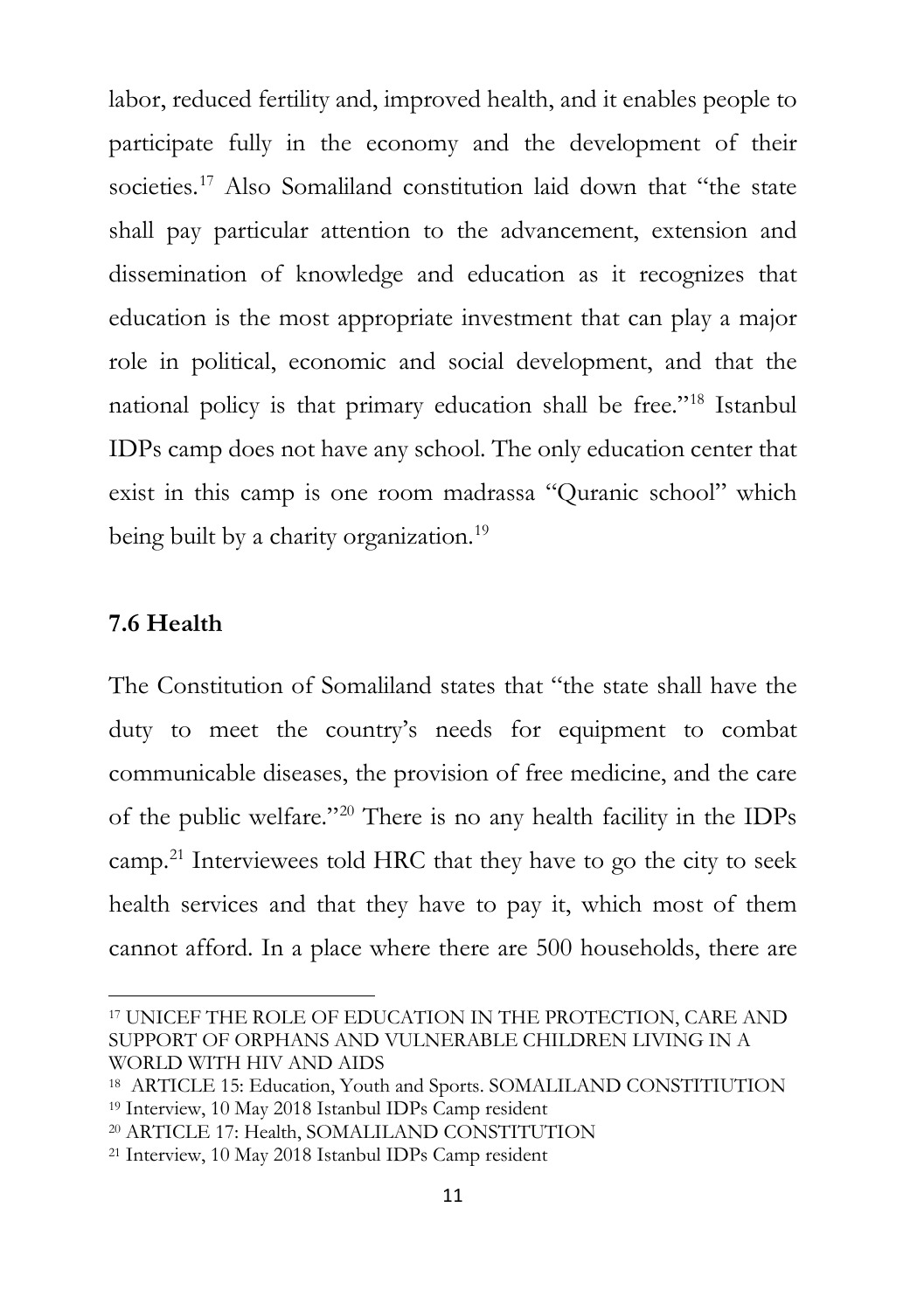labor, reduced fertility and, improved health, and it enables people to participate fully in the economy and the development of their societies.[17] Also Somaliland constitution laid down that "the state shall pay particular attention to the advancement, extension and dissemination of knowledge and education as it recognizes that education is the most appropriate investment that can play a major role in political, economic and social development, and that the national policy is that primary education shall be free."[18] Istanbul IDPs camp does not have any school. The only education center that exist in this camp is one room madrassa "Quranic school" which being built by a charity organization.[19]

### 7.6 Health

The Constitution of Somaliland states that "the state shall have the duty to meet the country's needs for equipment to combat communicable diseases, the provision of free medicine, and the care of the public welfare."[20] There is no any health facility in the IDPs camp.[21] Interviewees told HRC that they have to go the city to seek health services and that they have to pay it, which most of them cannot afford. In a place where there are 500 households, there are

---

[17] UNICEF THE ROLE OF EDUCATION IN THE PROTECTION, CARE AND SUPPORT OF ORPHANS AND VULNERABLE CHILDREN LIVING IN A WORLD WITH HIV AND AIDS

[18] ARTICLE 15: Education, Youth and Sports. SOMALILAND CONSTITIUTION

[19] Interview, 10 May 2018 Istanbul IDPs Camp resident

[20] ARTICLE 17: Health, SOMALILAND CONSTITUTION

[21] Interview, 10 May 2018 Istanbul IDPs Camp resident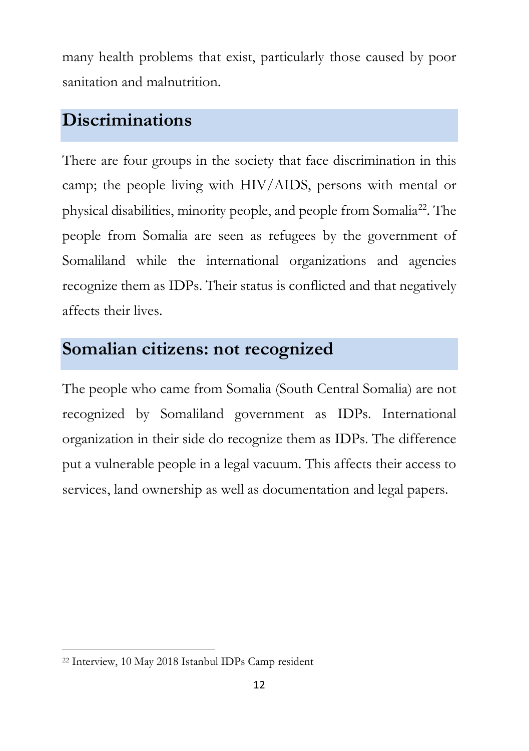many health problems that exist, particularly those caused by poor sanitation and malnutrition.

## Discriminations

There are four groups in the society that face discrimination in this camp; the people living with HIV/AIDS, persons with mental or physical disabilities, minority people, and people from Somalia[22]. The people from Somalia are seen as refugees by the government of Somaliland while the international organizations and agencies recognize them as IDPs. Their status is conflicted and that negatively affects their lives.

## Somalian citizens: not recognized

The people who came from Somalia (South Central Somalia) are not recognized by Somaliland government as IDPs. International organization in their side do recognize them as IDPs. The difference put a vulnerable people in a legal vacuum. This affects their access to services, land ownership as well as documentation and legal papers.

[22] Interview, 10 May 2018 Istanbul IDPs Camp resident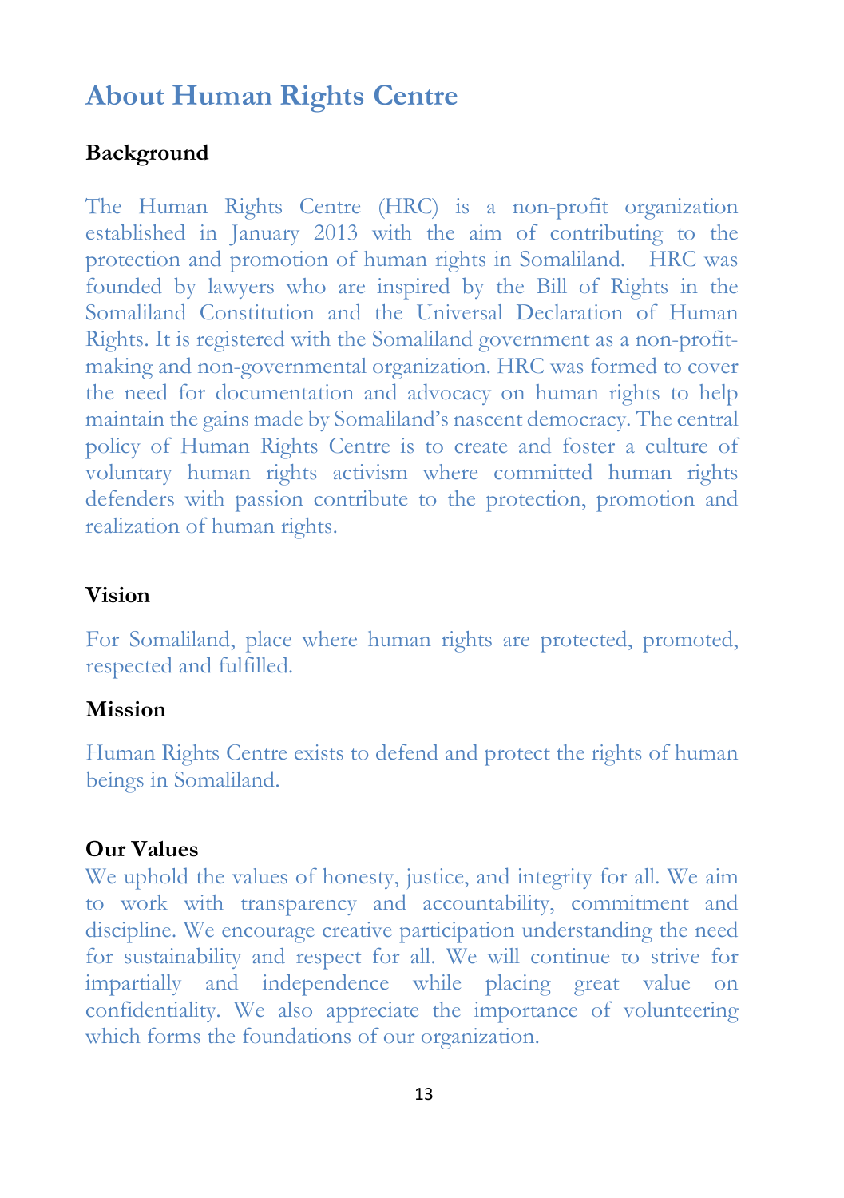# About Human Rights Centre

### Background

The Human Rights Centre (HRC) is a non-profit organization established in January 2013 with the aim of contributing to the protection and promotion of human rights in Somaliland. HRC was founded by lawyers who are inspired by the Bill of Rights in the Somaliland Constitution and the Universal Declaration of Human Rights. It is registered with the Somaliland government as a non-profit-making and non-governmental organization. HRC was formed to cover the need for documentation and advocacy on human rights to help maintain the gains made by Somaliland's nascent democracy. The central policy of Human Rights Centre is to create and foster a culture of voluntary human rights activism where committed human rights defenders with passion contribute to the protection, promotion and realization of human rights.

### Vision

For Somaliland, place where human rights are protected, promoted, respected and fulfilled.

### Mission

Human Rights Centre exists to defend and protect the rights of human beings in Somaliland.

### Our Values

We uphold the values of honesty, justice, and integrity for all. We aim to work with transparency and accountability, commitment and discipline. We encourage creative participation understanding the need for sustainability and respect for all. We will continue to strive for impartially and independence while placing great value on confidentiality. We also appreciate the importance of volunteering which forms the foundations of our organization.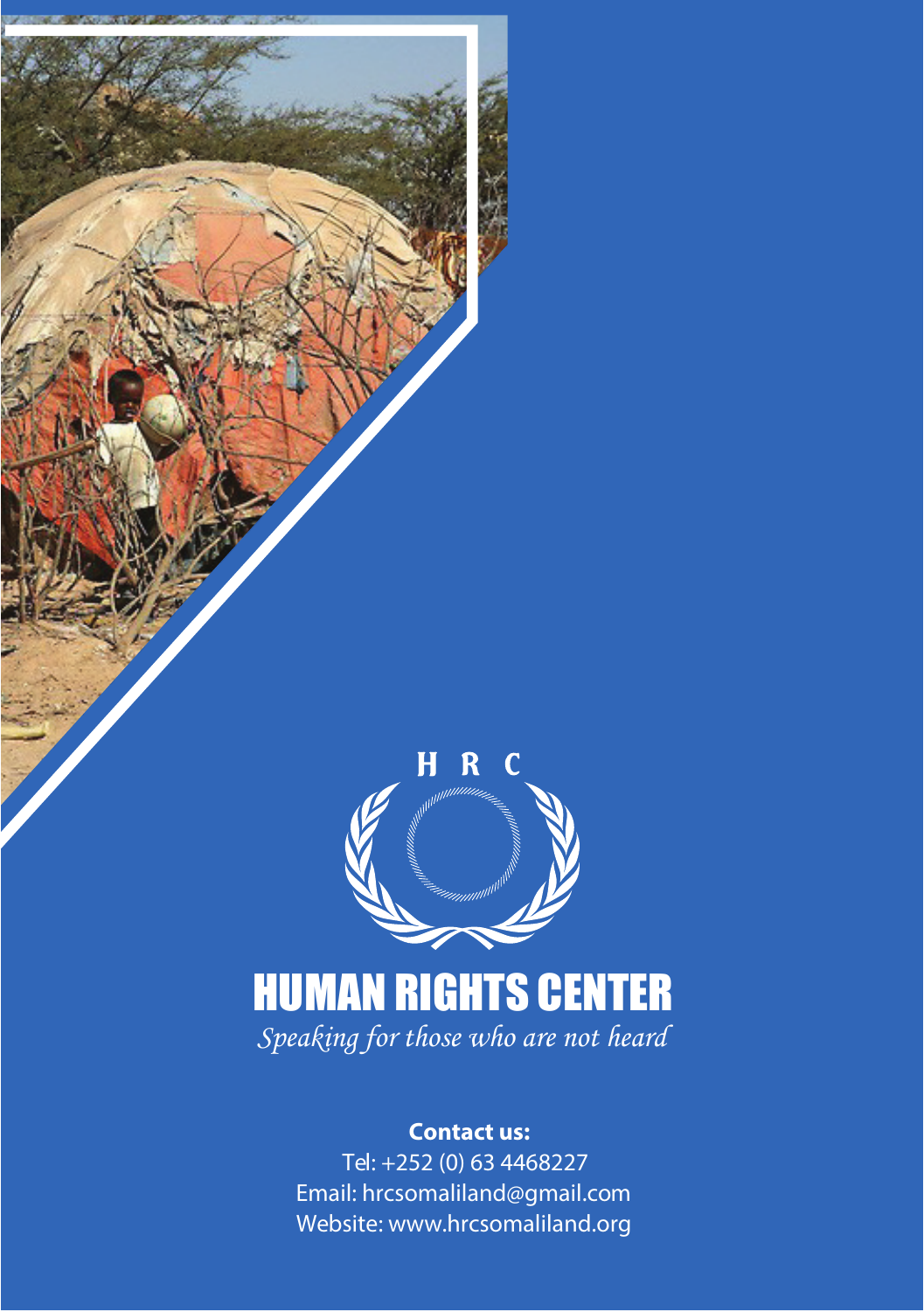H R C

# HUMAN RIGHTS CENTER

*Speaking for those who are not heard*

**Contact us:**

Tel: +252 (0) 63 4468227

Email: hrcsomaliland@gmail.com

Website: www.hrcsomaliland.org